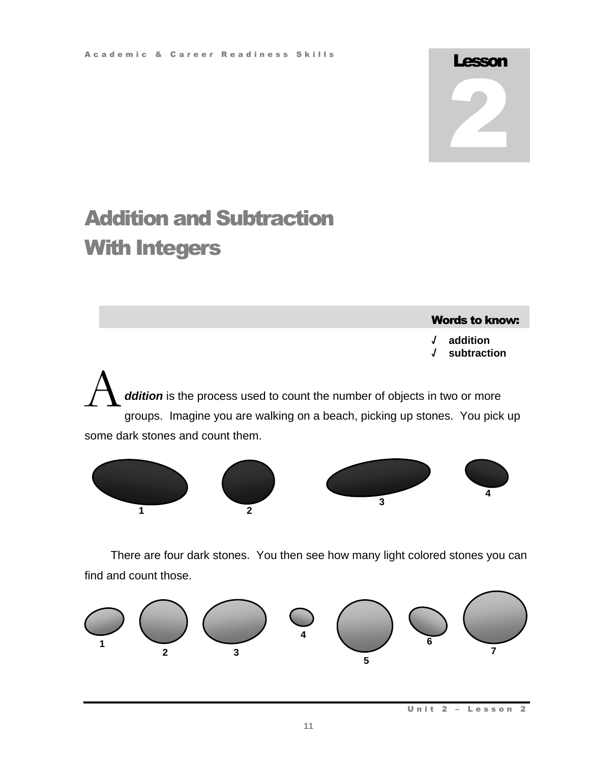# Lesson 2

# Addition and Subtraction With Integers

**Words to know:**

- √ **addition**
- √ **subtraction**

***Addition*** is the process used to count the number of objects in two or more groups. Imagine you are walking on a beach, picking up stones. You pick up some dark stones and count them.

1 2 3 4

There are four dark stones. You then see how many light colored stones you can find and count those.

1 2 3 4 5 6 7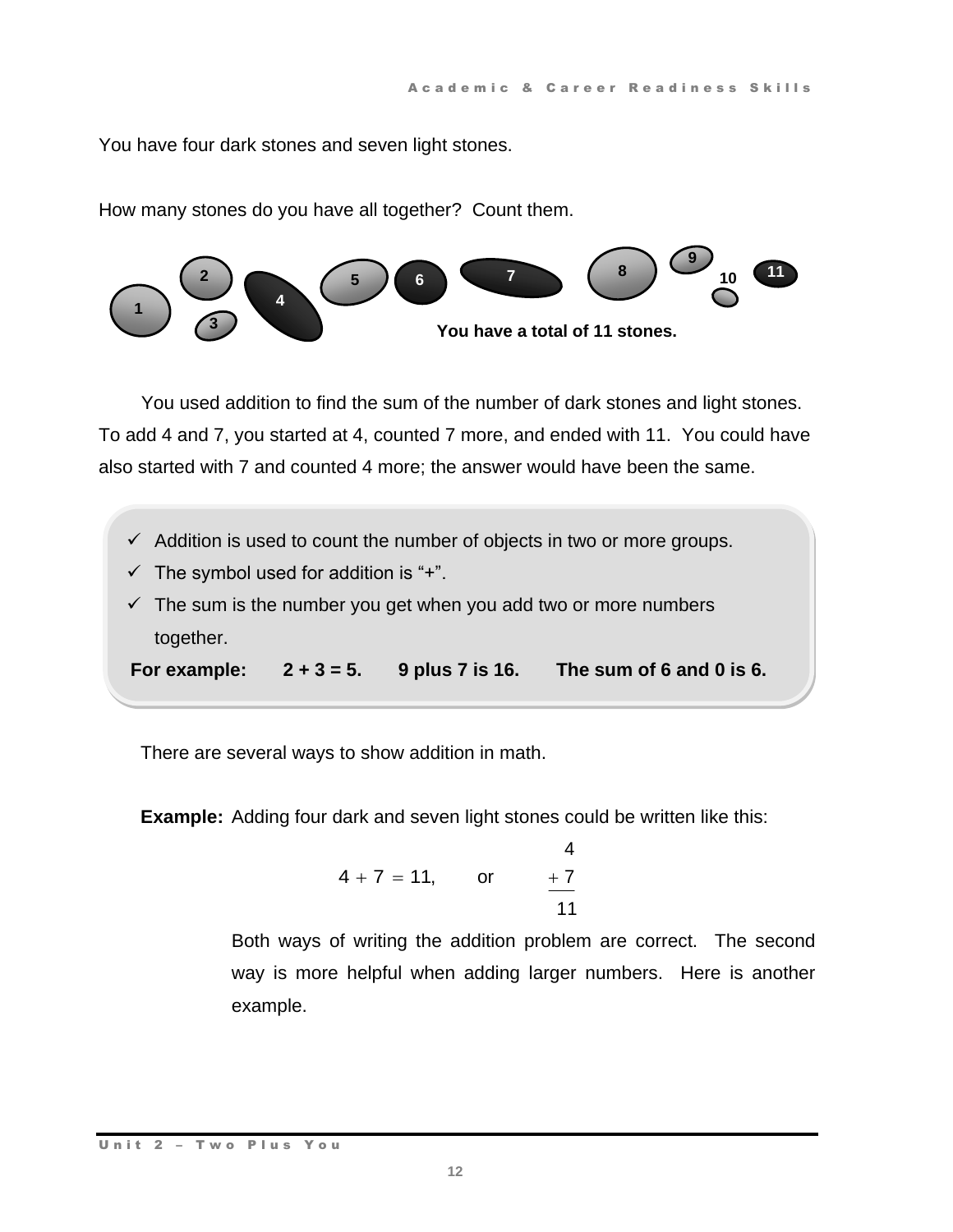You have four dark stones and seven light stones.

How many stones do you have all together? Count them.

1 2 3 4 5 6 7 8 9 10 11

**You have a total of 11 stones.**

You used addition to find the sum of the number of dark stones and light stones. To add 4 and 7, you started at 4, counted 7 more, and ended with 11. You could have also started with 7 and counted 4 more; the answer would have been the same.

- ✓ Addition is used to count the number of objects in two or more groups.
- ✓ The symbol used for addition is "+".
- ✓ The sum is the number you get when you add two or more numbers together.

**For example: 2 + 3 = 5. 9 plus 7 is 16. The sum of 6 and 0 is 6.**

There are several ways to show addition in math.

**Example:** Adding four dark and seven light stones could be written like this:

$$4 + 7 = 11, \quad \text{or} \quad \begin{array}{r} 4 \\ +\ 7 \\ \hline 11 \end{array}$$

Both ways of writing the addition problem are correct. The second way is more helpful when adding larger numbers. Here is another example.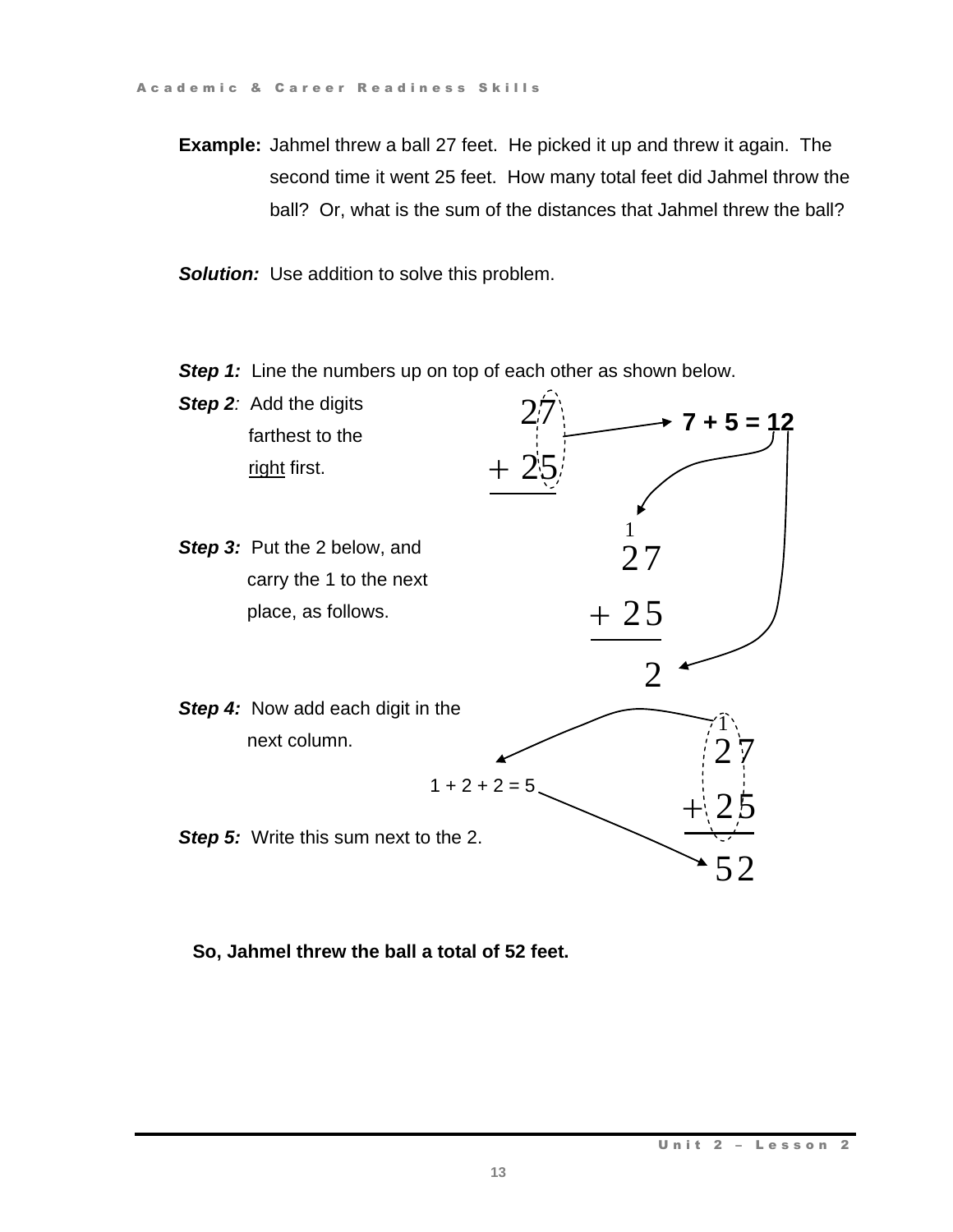**Example:** Jahmel threw a ball 27 feet. He picked it up and threw it again. The second time it went 25 feet. How many total feet did Jahmel throw the ball? Or, what is the sum of the distances that Jahmel threw the ball?

***Solution:*** Use addition to solve this problem.

***Step 1:*** Line the numbers up on top of each other as shown below.

***Step 2****:* Add the digits farthest to the <u>right</u> first.

$$\begin{array}{r} 27 \\ +\ 25 \\ \hline \end{array}$$

**7 + 5 = 12**

***Step 3:*** Put the 2 below, and carry the 1 to the next place, as follows.

$$\begin{array}{r} {}^{1}\phantom{7} \\ 27 \\ +\ 25 \\ \hline 2 \end{array}$$

***Step 4:*** Now add each digit in the next column.

1 + 2 + 2 = 5

***Step 5:*** Write this sum next to the 2.

$$\begin{array}{r} {}^{1}\phantom{7} \\ 27 \\ +\ 25 \\ \hline 52 \end{array}$$

**So, Jahmel threw the ball a total of 52 feet.**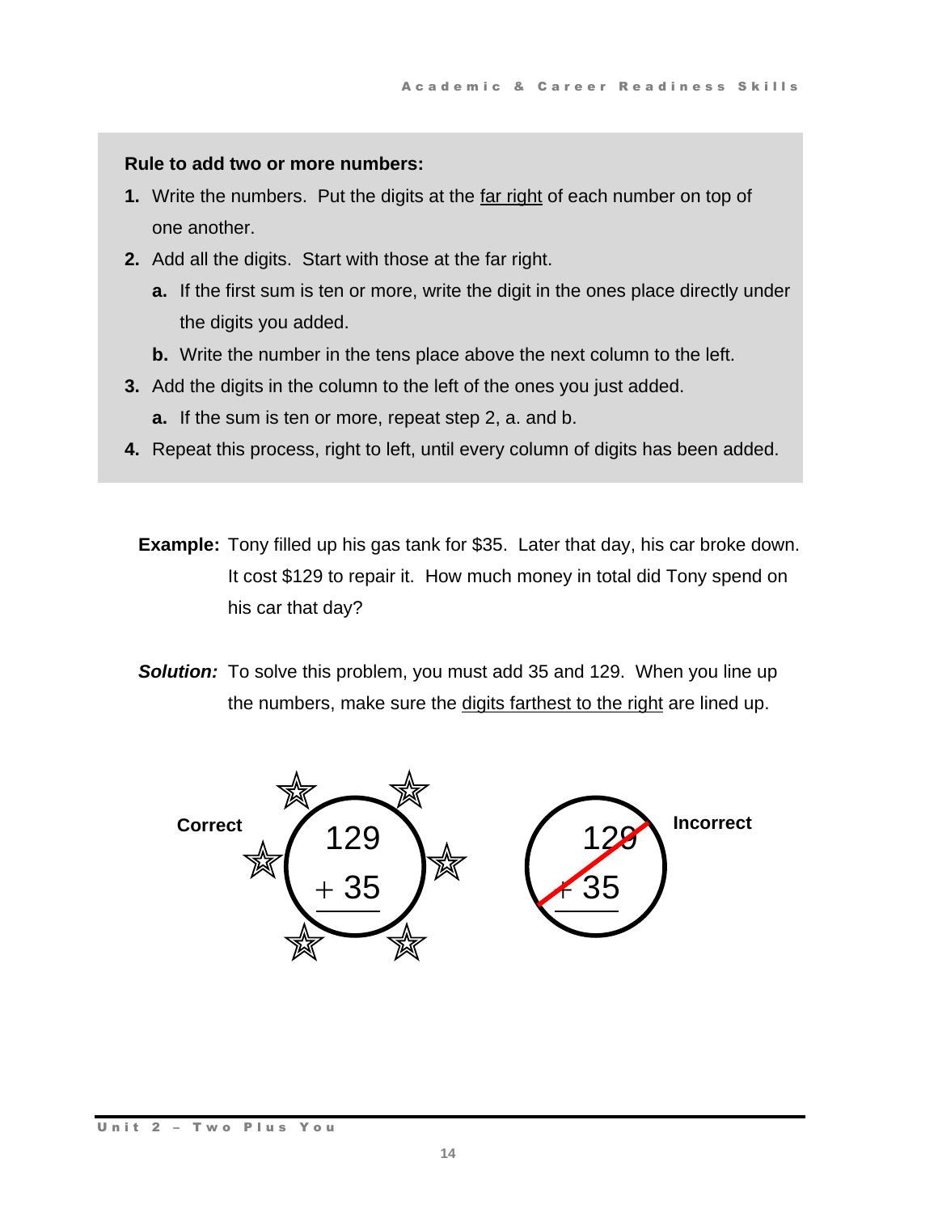**Rule to add two or more numbers:**

1. Write the numbers. Put the digits at the far right of each number on top of one another.
2. Add all the digits. Start with those at the far right.
   a. If the first sum is ten or more, write the digit in the ones place directly under the digits you added.
   b. Write the number in the tens place above the next column to the left.
3. Add the digits in the column to the left of the ones you just added.
   a. If the sum is ten or more, repeat step 2, a. and b.
4. Repeat this process, right to left, until every column of digits has been added.

**Example:** Tony filled up his gas tank for $35. Later that day, his car broke down. It cost $129 to repair it. How much money in total did Tony spend on his car that day?

***Solution:*** To solve this problem, you must add 35 and 129. When you line up the numbers, make sure the digits farthest to the right are lined up.

**Correct**

```
  129
+  35
```

**Incorrect**

```
129
+35
```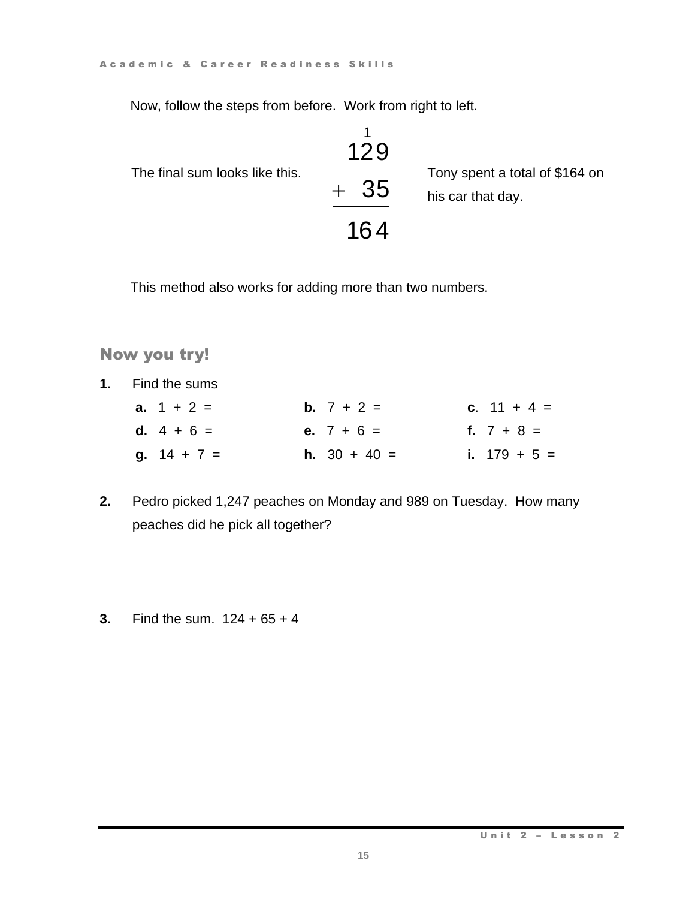Now, follow the steps from before. Work from right to left.

The final sum looks like this.

$$\begin{array}{r} \phantom{0}^{1}\phantom{0} \\ 129 \\ +\ \ 35 \\ \hline 164 \end{array}$$

Tony spent a total of $164 on his car that day.

This method also works for adding more than two numbers.

## Now you try!

**1.** Find the sums

| | | |
|---|---|---|
| **a.** 1 + 2 = | **b.** 7 + 2 = | **c**. 11 + 4 = |
| **d.** 4 + 6 = | **e.** 7 + 6 = | **f.** 7 + 8 = |
| **g.** 14 + 7 = | **h.** 30 + 40 = | **i.** 179 + 5 = |

**2.** Pedro picked 1,247 peaches on Monday and 989 on Tuesday. How many peaches did he pick all together?

**3.** Find the sum. 124 + 65 + 4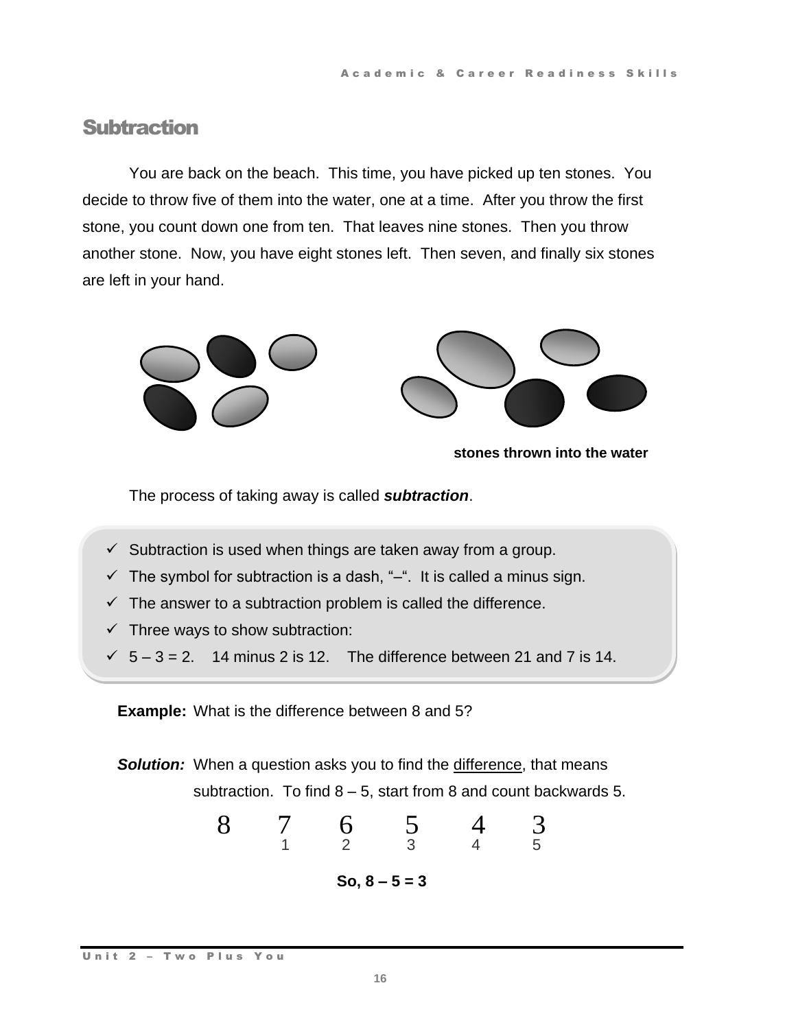## Subtraction

You are back on the beach. This time, you have picked up ten stones. You decide to throw five of them into the water, one at a time. After you throw the first stone, you count down one from ten. That leaves nine stones. Then you throw another stone. Now, you have eight stones left. Then seven, and finally six stones are left in your hand.

**stones thrown into the water**

The process of taking away is called ***subtraction***.

- ✓ Subtraction is used when things are taken away from a group.
- ✓ The symbol for subtraction is a dash, "–". It is called a minus sign.
- ✓ The answer to a subtraction problem is called the difference.
- ✓ Three ways to show subtraction:
- ✓ 5 – 3 = 2. 14 minus 2 is 12. The difference between 21 and 7 is 14.

**Example:** What is the difference between 8 and 5?

***Solution:*** When a question asks you to find the difference, that means subtraction. To find 8 – 5, start from 8 and count backwards 5.

| 8 | 7 | 6 | 5 | 4 | 3 |
|---|---|---|---|---|---|
| | 1 | 2 | 3 | 4 | 5 |

**So, 8 – 5 = 3**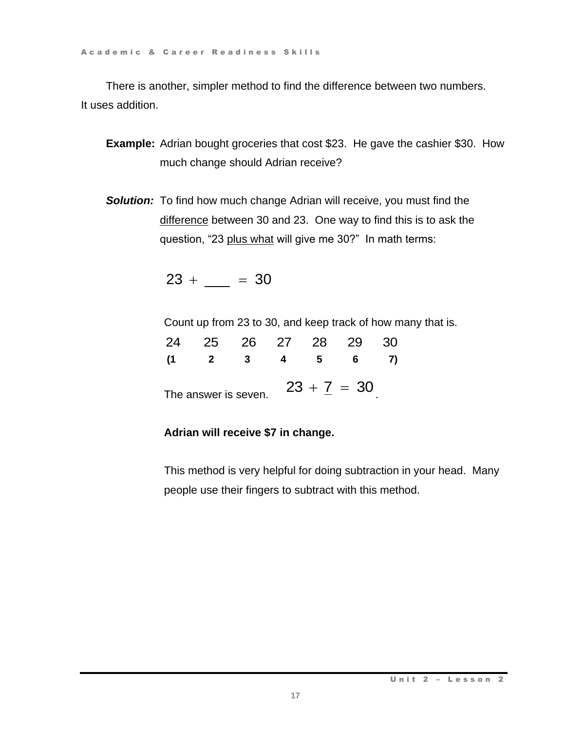There is another, simpler method to find the difference between two numbers. It uses addition.

**Example:** Adrian bought groceries that cost $23. He gave the cashier $30. How much change should Adrian receive?

***Solution:*** To find how much change Adrian will receive, you must find the <u>difference</u> between 30 and 23. One way to find this is to ask the question, "23 <u>plus what</u> will give me 30?" In math terms:

$$23 + \underline{\quad\quad} = 30$$

Count up from 23 to 30, and keep track of how many that is.

| 24 | 25 | 26 | 27 | 28 | 29 | 30 |
|---|---|---|---|---|---|---|
| **(1** | **2** | **3** | **4** | **5** | **6** | **7)** |

The answer is seven. $23 + \underline{7} = 30$.

**Adrian will receive $7 in change.**

This method is very helpful for doing subtraction in your head. Many people use their fingers to subtract with this method.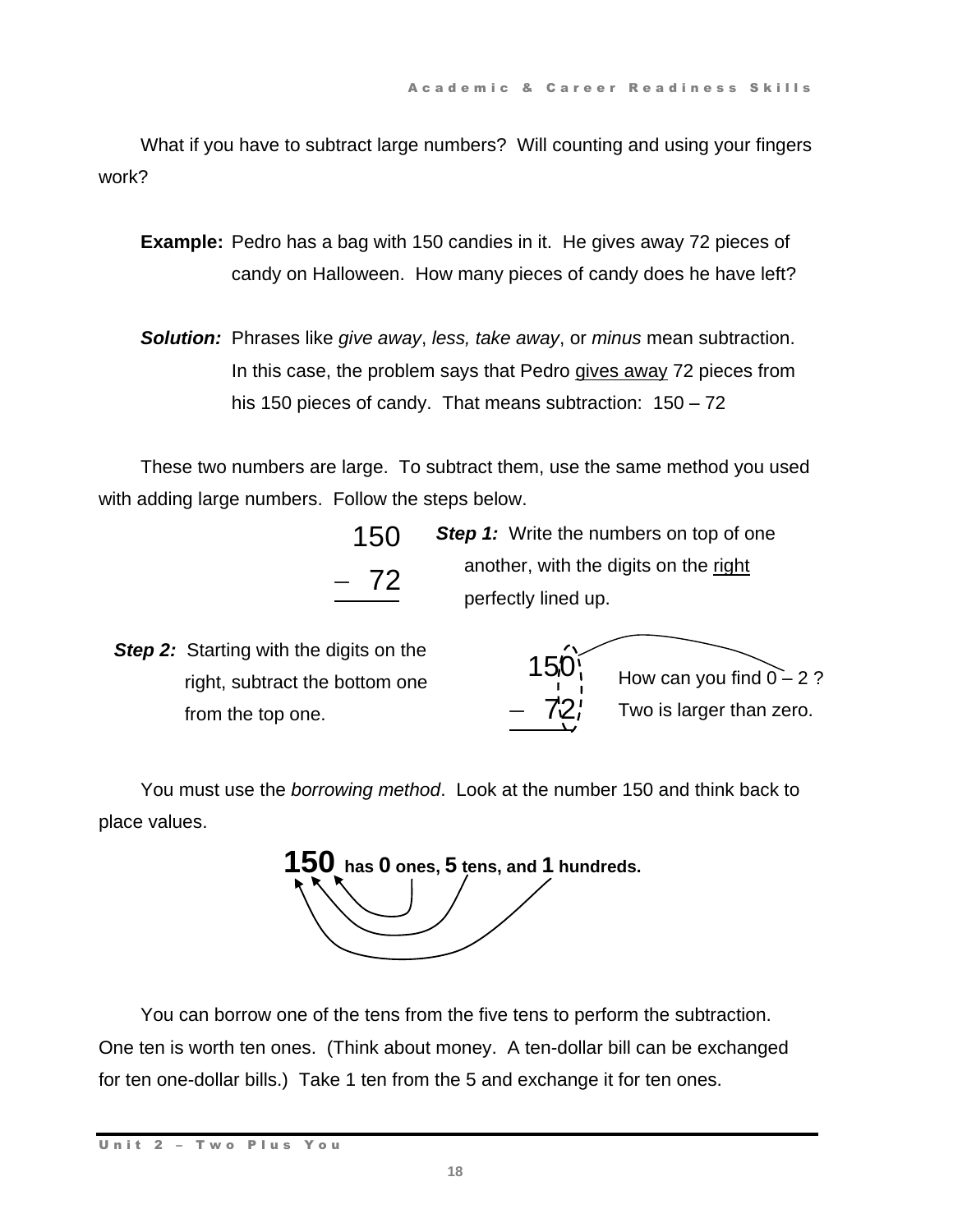What if you have to subtract large numbers? Will counting and using your fingers work?

**Example:** Pedro has a bag with 150 candies in it. He gives away 72 pieces of candy on Halloween. How many pieces of candy does he have left?

***Solution:*** Phrases like *give away*, *less, take away*, or *minus* mean subtraction. In this case, the problem says that Pedro <u>gives away</u> 72 pieces from his 150 pieces of candy. That means subtraction: 150 – 72

These two numbers are large. To subtract them, use the same method you used with adding large numbers. Follow the steps below.

$$\begin{array}{r} 150 \\ -\ \ 72 \\ \hline \end{array}$$

***Step 1:*** Write the numbers on top of one another, with the digits on the <u>right</u> perfectly lined up.

***Step 2:*** Starting with the digits on the right, subtract the bottom one from the top one.

$$\begin{array}{r} 150 \\ -\ \ 72 \\ \hline \end{array}$$

How can you find 0 – 2 ? Two is larger than zero.

You must use the *borrowing method*. Look at the number 150 and think back to place values.

**150 has 0 ones, 5 tens, and 1 hundreds.**

You can borrow one of the tens from the five tens to perform the subtraction. One ten is worth ten ones. (Think about money. A ten-dollar bill can be exchanged for ten one-dollar bills.) Take 1 ten from the 5 and exchange it for ten ones.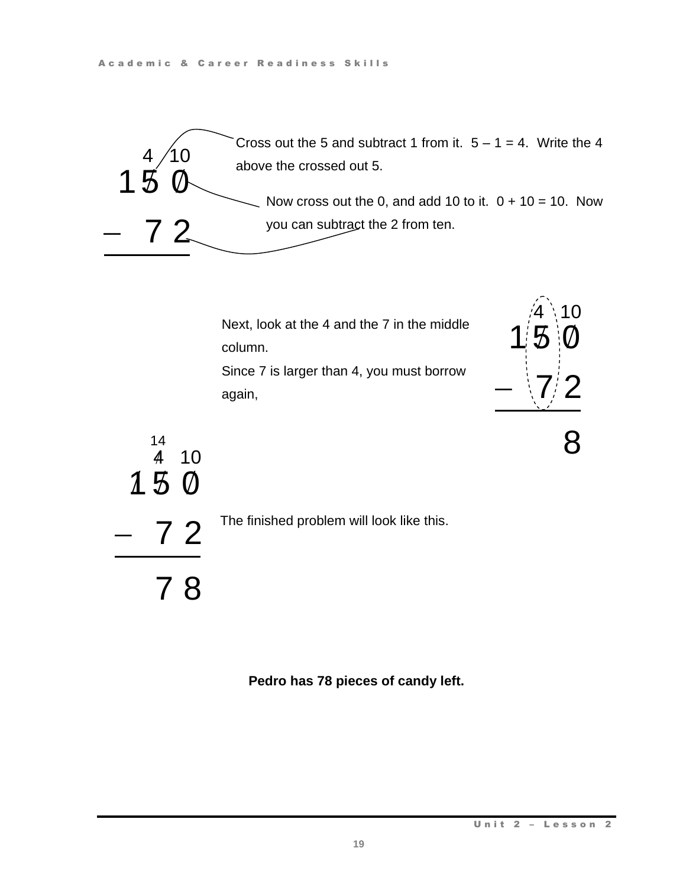```
   4 10
  1 5̸ 0̸
–   7 2
```

Cross out the 5 and subtract 1 from it.  5 – 1 = 4.  Write the 4 above the crossed out 5.

Now cross out the 0, and add 10 to it.  0 + 10 = 10.  Now you can subtract the 2 from ten.

Next, look at the 4 and the 7 in the middle column.

Since 7 is larger than 4, you must borrow again,

```
   4 10
  1 5̸ 0̸
–   7 2
  -----
      8
```

```
   14
   4̸ 10
  1̸ 5̸ 0̸
–   7 2
  -----
    7 8
```

The finished problem will look like this.

**Pedro has 78 pieces of candy left.**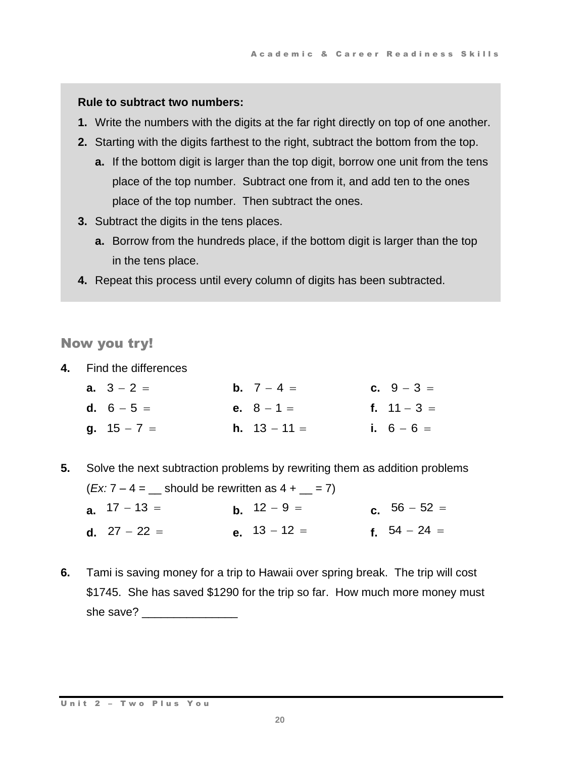**Rule to subtract two numbers:**

1. Write the numbers with the digits at the far right directly on top of one another.
2. Starting with the digits farthest to the right, subtract the bottom from the top.
   a. If the bottom digit is larger than the top digit, borrow one unit from the tens place of the top number. Subtract one from it, and add ten to the ones place of the top number. Then subtract the ones.
3. Subtract the digits in the tens places.
   a. Borrow from the hundreds place, if the bottom digit is larger than the top in the tens place.
4. Repeat this process until every column of digits has been subtracted.

## Now you try!

**4.** Find the differences

**a.** $3 - 2 =$ **b.** $7 - 4 =$ **c.** $9 - 3 =$

**d.** $6 - 5 =$ **e.** $8 - 1 =$ **f.** $11 - 3 =$

**g.** $15 - 7 =$ **h.** $13 - 11 =$ **i.** $6 - 6 =$

**5.** Solve the next subtraction problems by rewriting them as addition problems (*Ex:* 7 – 4 = __ should be rewritten as 4 + __ = 7)

**a.** $17 - 13 =$ **b.** $12 - 9 =$ **c.** $56 - 52 =$

**d.** $27 - 22 =$ **e.** $13 - 12 =$ **f.** $54 - 24 =$

**6.** Tami is saving money for a trip to Hawaii over spring break. The trip will cost $1745. She has saved $1290 for the trip so far. How much more money must she save? _______________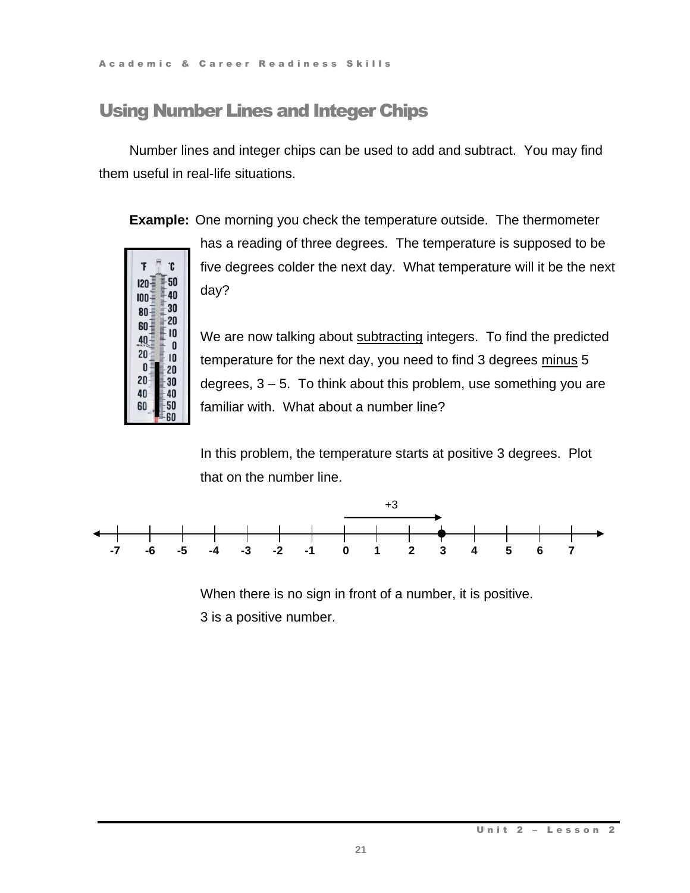## Using Number Lines and Integer Chips

Number lines and integer chips can be used to add and subtract. You may find them useful in real-life situations.

**Example:** One morning you check the temperature outside. The thermometer has a reading of three degrees. The temperature is supposed to be five degrees colder the next day. What temperature will it be the next day?

We are now talking about <u>subtracting</u> integers. To find the predicted temperature for the next day, you need to find 3 degrees <u>minus</u> 5 degrees, 3 – 5. To think about this problem, use something you are familiar with. What about a number line?

In this problem, the temperature starts at positive 3 degrees. Plot that on the number line.

+3

-7 -6 -5 -4 -3 -2 -1 0 1 2 3 4 5 6 7

When there is no sign in front of a number, it is positive.
3 is a positive number.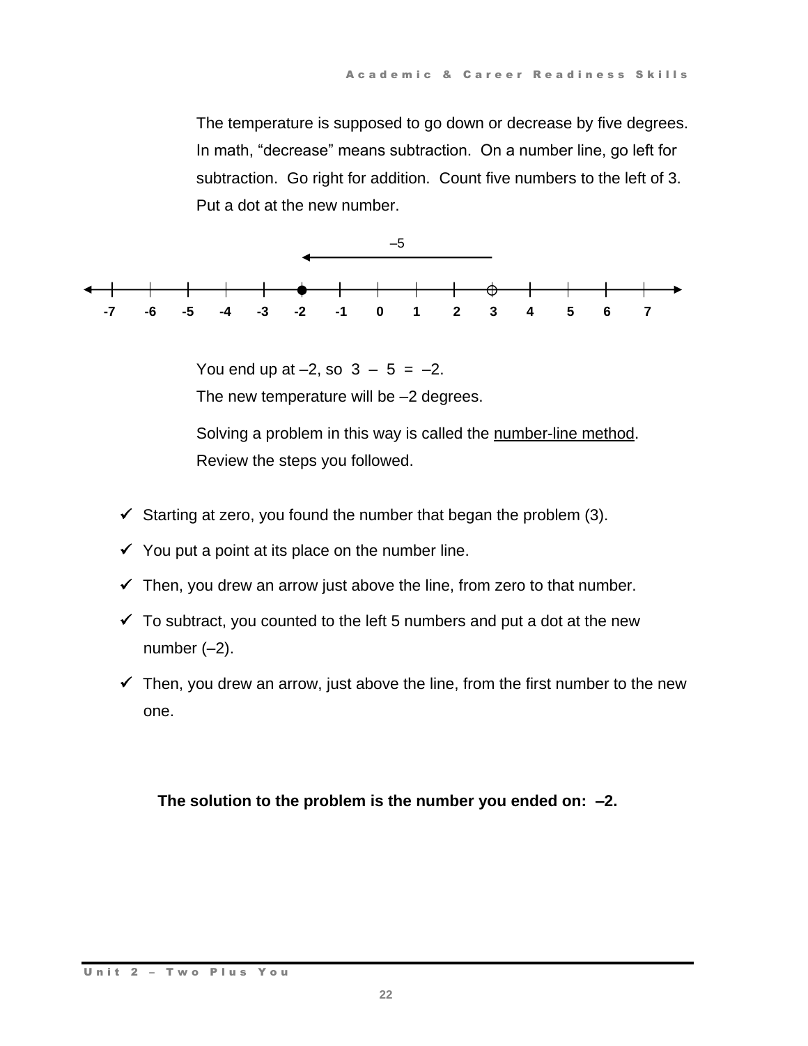The temperature is supposed to go down or decrease by five degrees. In math, “decrease” means subtraction. On a number line, go left for subtraction. Go right for addition. Count five numbers to the left of 3. Put a dot at the new number.

–5

-7 -6 -5 -4 -3 -2 -1 0 1 2 3 4 5 6 7

You end up at –2, so 3 – 5 = –2.
The new temperature will be –2 degrees.

Solving a problem in this way is called the <u>number-line method</u>. Review the steps you followed.

- ✓ Starting at zero, you found the number that began the problem (3).
- ✓ You put a point at its place on the number line.
- ✓ Then, you drew an arrow just above the line, from zero to that number.
- ✓ To subtract, you counted to the left 5 numbers and put a dot at the new number (–2).
- ✓ Then, you drew an arrow, just above the line, from the first number to the new one.

**The solution to the problem is the number you ended on: –2.**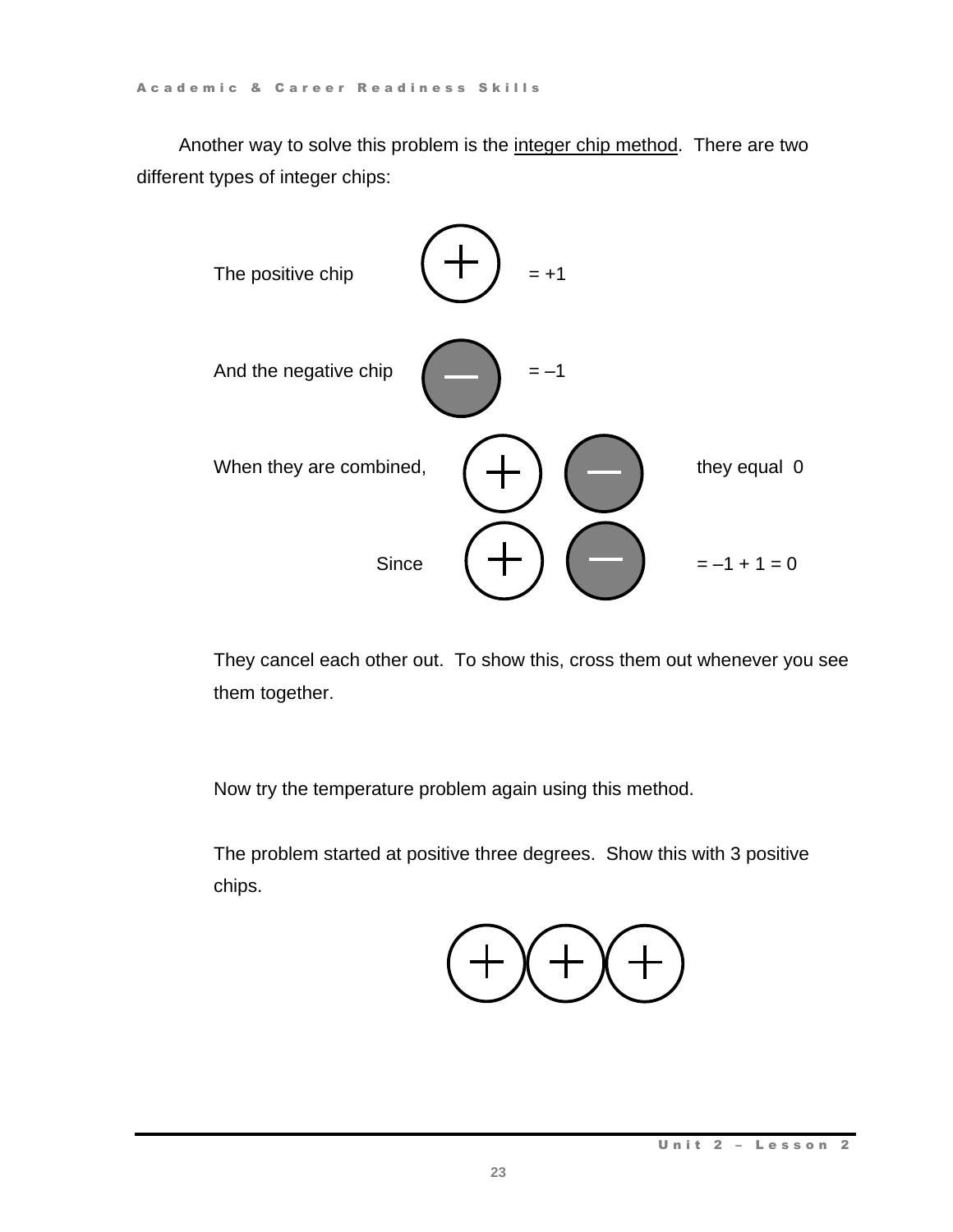Another way to solve this problem is the integer chip method. There are two different types of integer chips:

The positive chip (+) = +1

And the negative chip (–) = –1

When they are combined, (+) (–) they equal 0

Since (+) (–) = –1 + 1 = 0

They cancel each other out. To show this, cross them out whenever you see them together.

Now try the temperature problem again using this method.

The problem started at positive three degrees. Show this with 3 positive chips.

(+)(+)(+)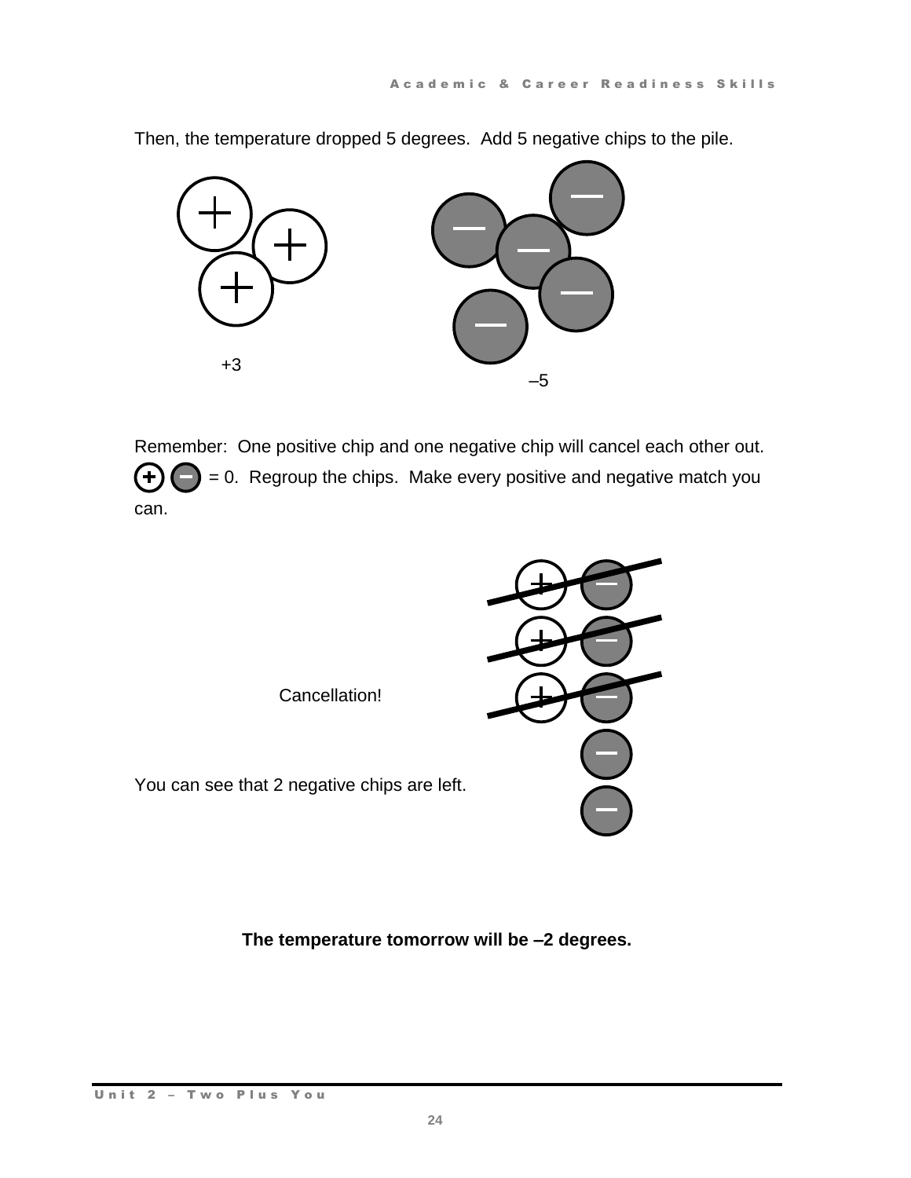Then, the temperature dropped 5 degrees. Add 5 negative chips to the pile.

+3

–5

Remember: One positive chip and one negative chip will cancel each other out. + – = 0. Regroup the chips. Make every positive and negative match you can.

Cancellation!

You can see that 2 negative chips are left.

**The temperature tomorrow will be –2 degrees.**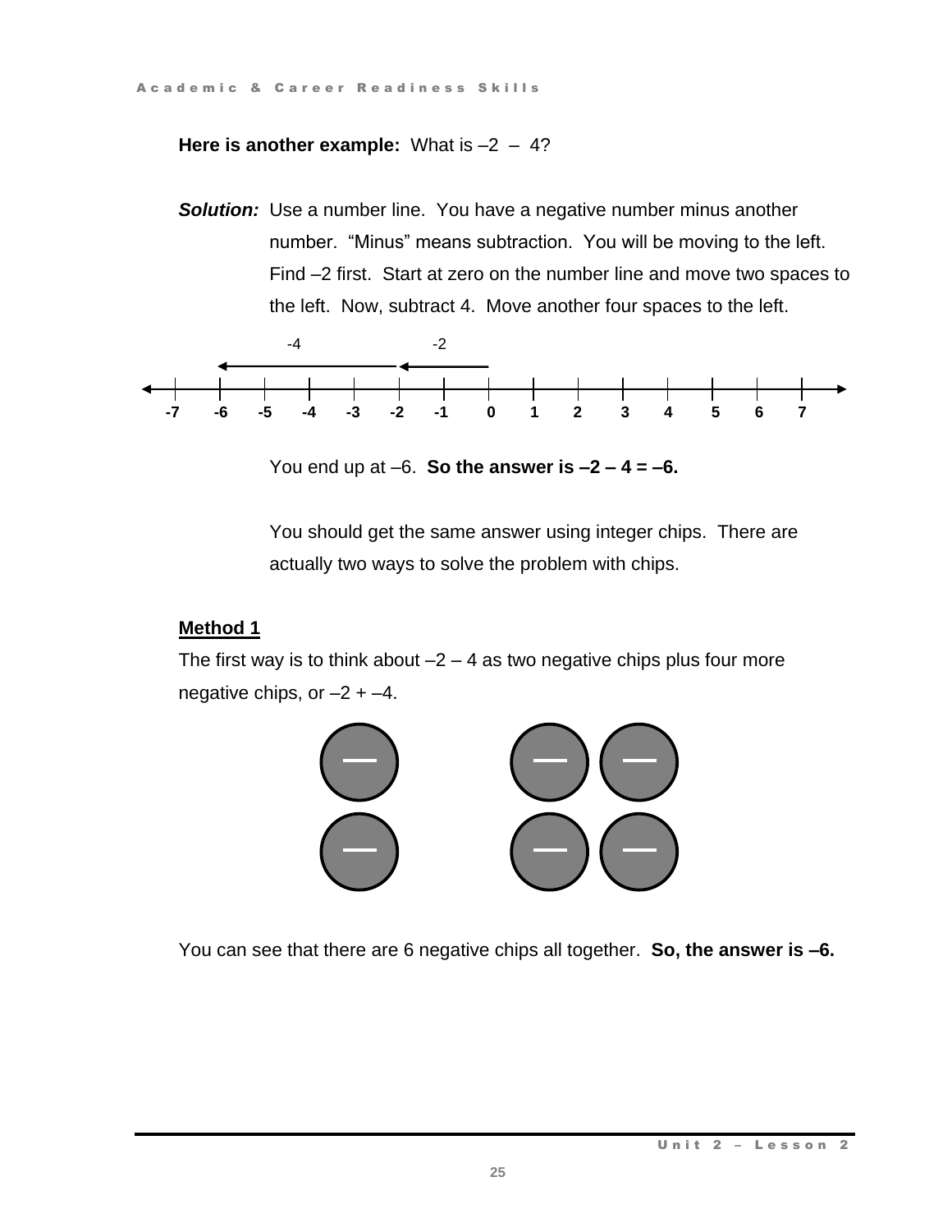**Here is another example:** What is –2 – 4?

***Solution:*** Use a number line. You have a negative number minus another number. "Minus" means subtraction. You will be moving to the left. Find –2 first. Start at zero on the number line and move two spaces to the left. Now, subtract 4. Move another four spaces to the left.

You end up at –6. **So the answer is –2 – 4 = –6.**

You should get the same answer using integer chips. There are actually two ways to solve the problem with chips.

**Method 1**

The first way is to think about –2 – 4 as two negative chips plus four more negative chips, or –2 + –4.

You can see that there are 6 negative chips all together. **So, the answer is –6.**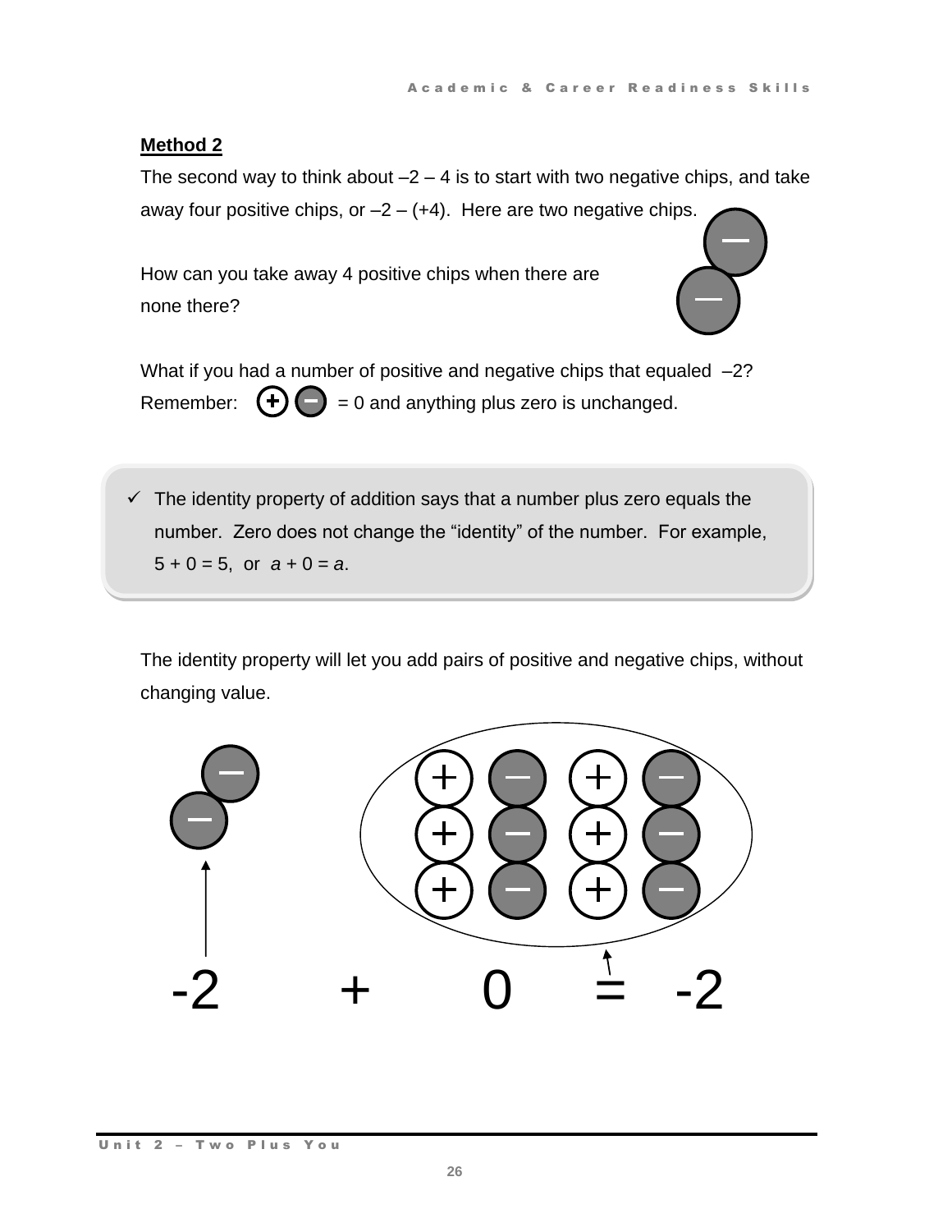**Method 2**

The second way to think about $-2 - 4$ is to start with two negative chips, and take away four positive chips, or $-2 - (+4)$. Here are two negative chips.

How can you take away 4 positive chips when there are none there?

What if you had a number of positive and negative chips that equaled $-2$?

Remember: (+)(−) = 0 and anything plus zero is unchanged.

- ✓ The identity property of addition says that a number plus zero equals the number. Zero does not change the "identity" of the number. For example, $5 + 0 = 5$, or $a + 0 = a$.

The identity property will let you add pairs of positive and negative chips, without changing value.

$$-2 \quad + \quad 0 \quad = \quad -2$$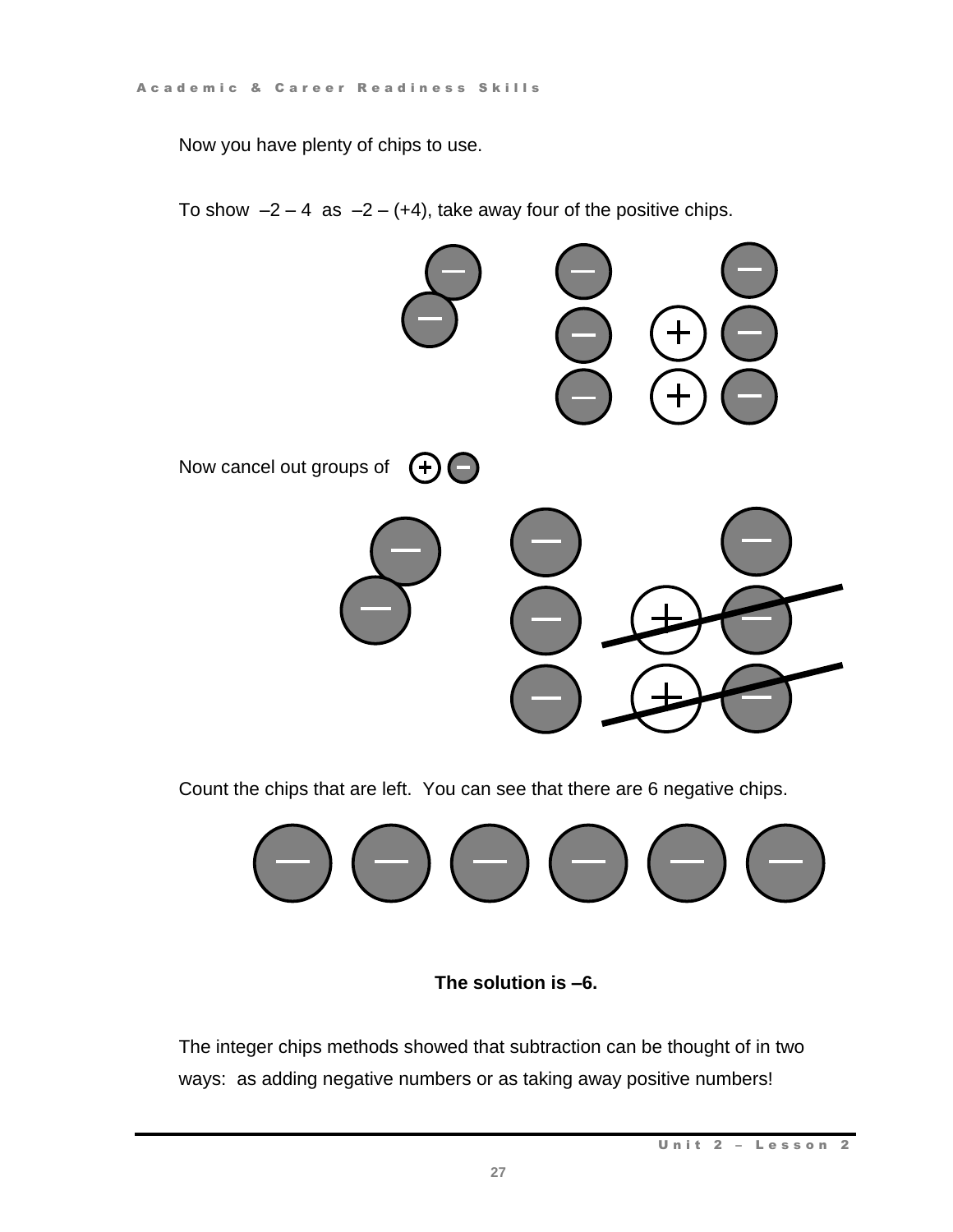Now you have plenty of chips to use.

To show $-2 - 4$ as $-2 - (+4)$, take away four of the positive chips.

Now cancel out groups of (+) (−)

Count the chips that are left. You can see that there are 6 negative chips.

**The solution is –6.**

The integer chips methods showed that subtraction can be thought of in two ways: as adding negative numbers or as taking away positive numbers!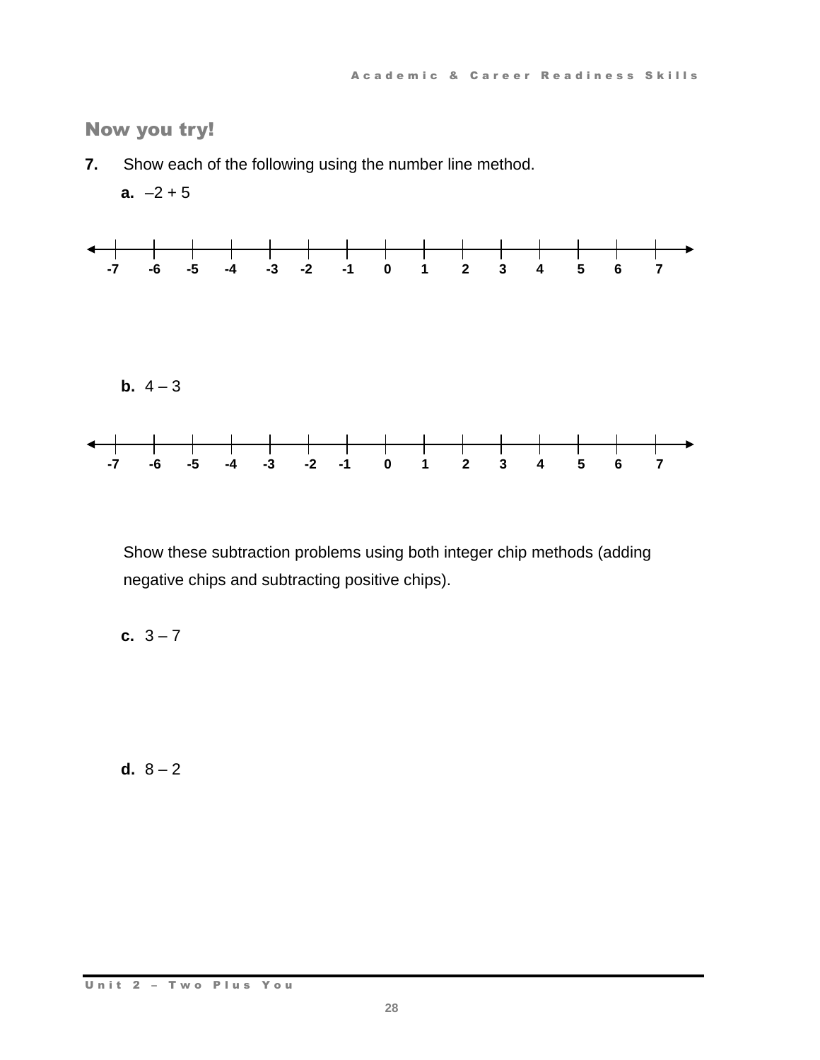## Now you try!

**7.** Show each of the following using the number line method.

**a.** –2 + 5

-7 -6 -5 -4 -3 -2 -1 0 1 2 3 4 5 6 7

**b.** 4 – 3

-7 -6 -5 -4 -3 -2 -1 0 1 2 3 4 5 6 7

Show these subtraction problems using both integer chip methods (adding negative chips and subtracting positive chips).

**c.** 3 – 7

**d.** 8 – 2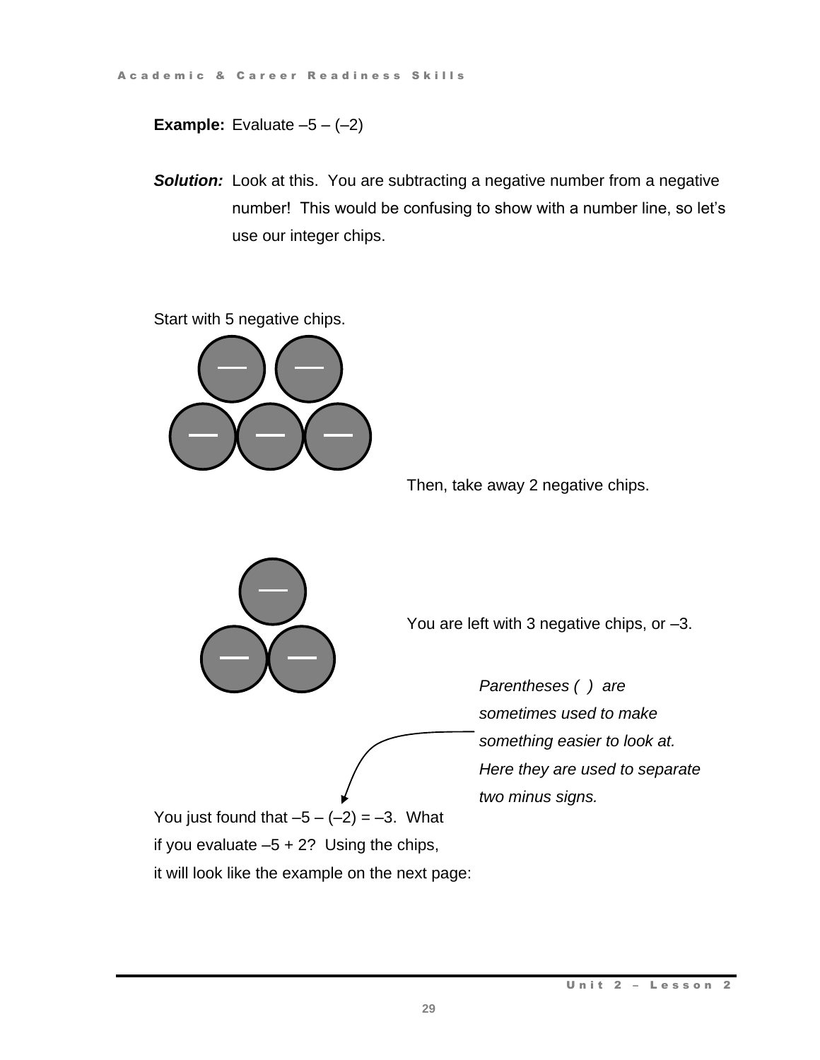**Example:** Evaluate $-5 - (-2)$

***Solution:*** Look at this. You are subtracting a negative number from a negative number! This would be confusing to show with a number line, so let's use our integer chips.

Start with 5 negative chips.

Then, take away 2 negative chips.

You are left with 3 negative chips, or $-3$.

*Parentheses ( ) are sometimes used to make something easier to look at. Here they are used to separate two minus signs.*

You just found that $-5 - (-2) = -3$. What if you evaluate $-5 + 2$? Using the chips, it will look like the example on the next page: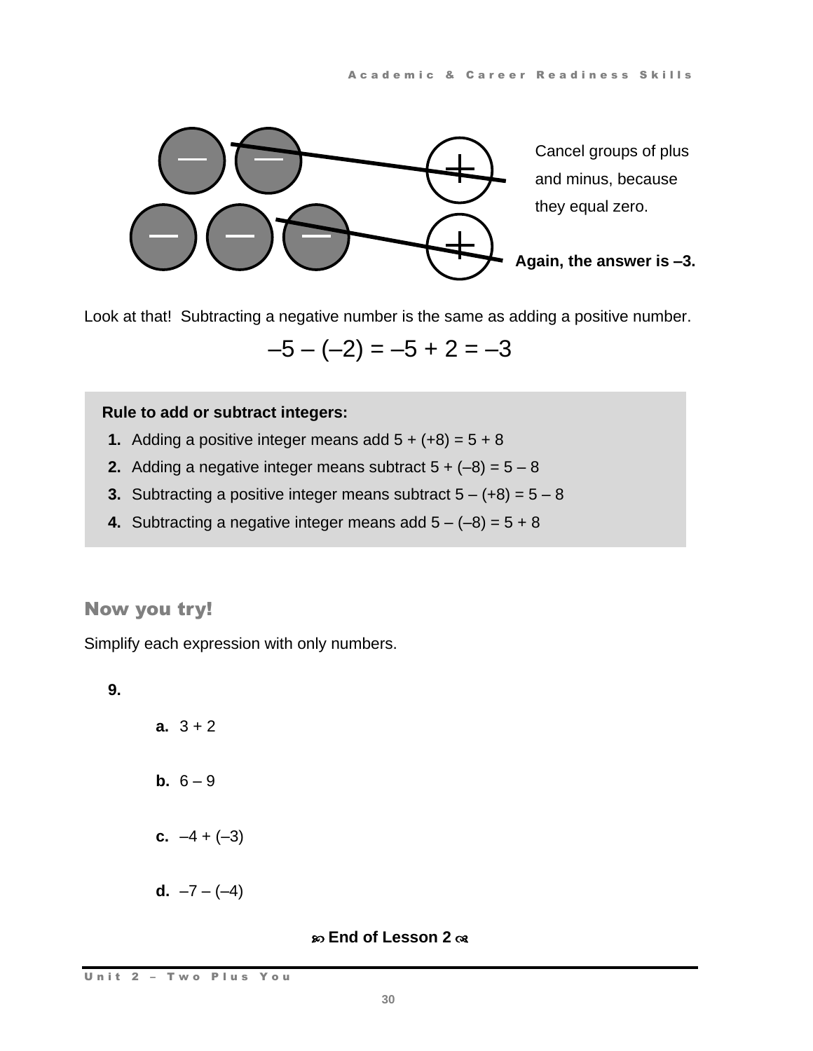Cancel groups of plus and minus, because they equal zero.

**Again, the answer is –3.**

Look at that! Subtracting a negative number is the same as adding a positive number.

$$-5 - (-2) = -5 + 2 = -3$$

**Rule to add or subtract integers:**

1. Adding a positive integer means add $5 + (+8) = 5 + 8$
2. Adding a negative integer means subtract $5 + (-8) = 5 - 8$
3. Subtracting a positive integer means subtract $5 - (+8) = 5 - 8$
4. Subtracting a negative integer means add $5 - (-8) = 5 + 8$

## Now you try!

Simplify each expression with only numbers.

**9.**

**a.** $3 + 2$

**b.** $6 - 9$

**c.** $-4 + (-3)$

**d.** $-7 - (-4)$

**End of Lesson 2**